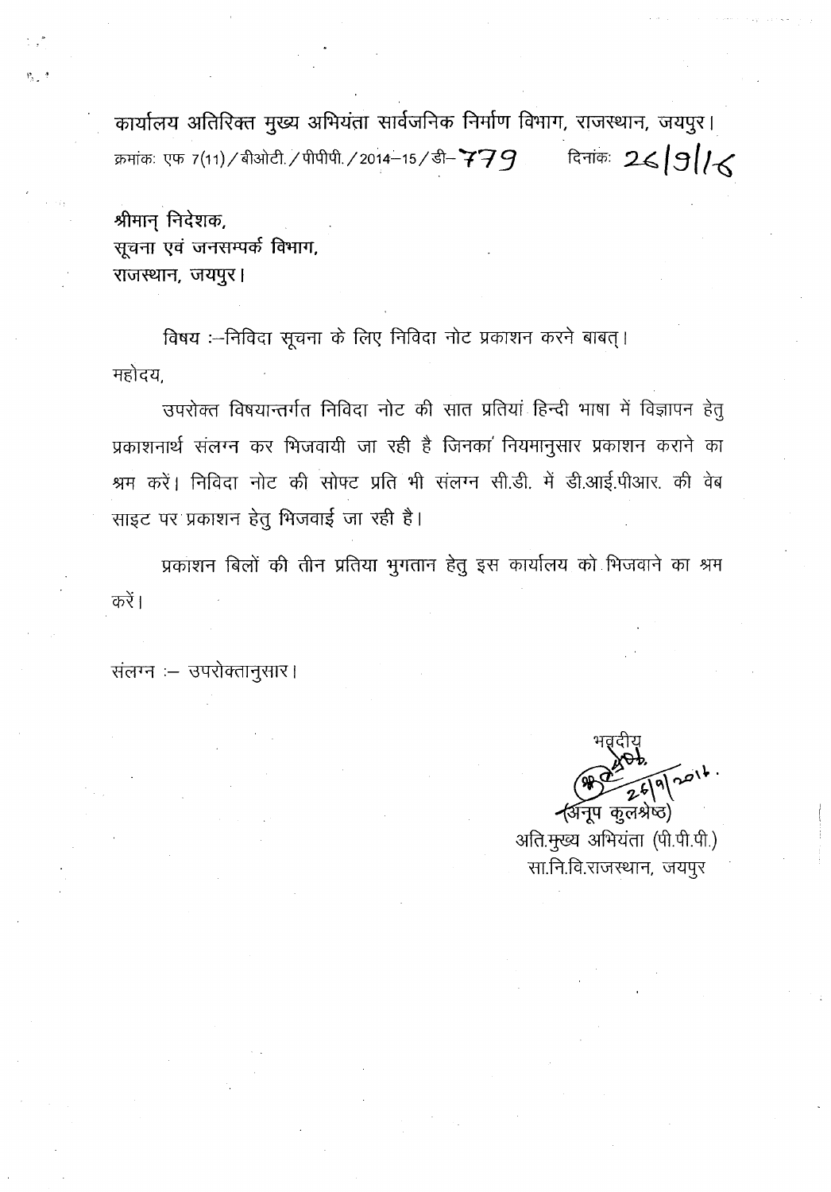कार्यालय अतिरिक्त मुख्य अभियंता सार्वजनिक निर्माण विभाग, राजस्थान, जयपुर।

क्रमांकः एफ 7(11)/बीओटी./पीपीपी./2014–15/डी– 779 दिनांकः 26/9/16

श्रीमान् निदेशक,
सूचना एवं जनसम्पर्क विभाग,
राजस्थान, जयपुर।

विषय :–निविदा सूचना के लिए निविदा नोट प्रकाशन करने बाबत्।

महोदय,

उपरोक्त विषयान्तर्गत निविदा नोट की सात प्रतियां हिन्दी भाषा में विज्ञापन हेतु प्रकाशनार्थ संलग्न कर भिजवायी जा रही है जिनका नियमानुसार प्रकाशन कराने का श्रम करें। निविदा नोट की सोफ्ट प्रति भी संलग्न सी.डी. में डी.आई.पीआर. की वेब साइट पर प्रकाशन हेतु भिजवाई जा रही है।

प्रकाशन बिलों की तीन प्रतिया भुगतान हेतु इस कार्यालय को भिजवाने का श्रम करें।

संलग्न :– उपरोक्तानुसार।

भवदीय

26/9/2016.

(अनूप कुलश्रेष्ठ)
अति.मुख्य अभियंता (पी.पी.पी.)
सा.नि.वि.राजस्थान, जयपुर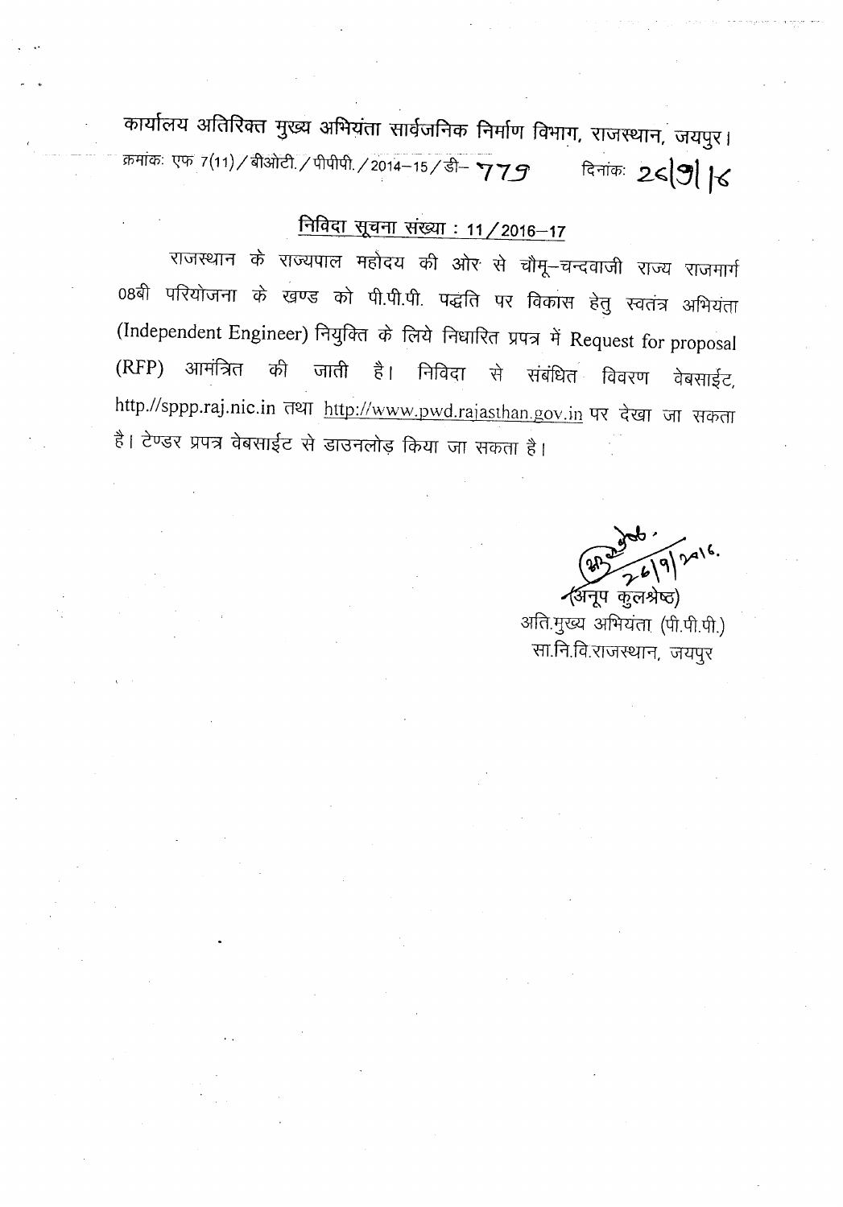कार्यालय अतिरिक्त मुख्य अभियंता सार्वजनिक निर्माण विभाग, राजस्थान, जयपुर।

क्रमांकः एफ 7(11)/बीओटी./पीपीपी./2014–15/डी– 779 दिनांकः 26/9/16

## निविदा सूचना संख्या : 11/2016–17

राजस्थान के राज्यपाल महोदय की ओर से चौमू–चन्दवाजी राज्य राजमार्ग 08बी परियोजना के खण्ड को पी.पी.पी. पद्धति पर विकास हेतु स्वतंत्र अभियंता (Independent Engineer) नियुक्ति के लिये निधारित प्रपत्र में Request for proposal (RFP) आमंत्रित की जाती है। निविदा से संबंधित विवरण वेबसाईट, http.//sppp.raj.nic.in तथा http://www.pwd.rajasthan.gov.in पर देखा जा सकता है। टेण्डर प्रपत्र वेबसाईट से डाउनलोड किया जा सकता है।

26/9/2016.

(अनूप कुलश्रेष्ठ)
अति.मुख्य अभियंता (पी.पी.पी.)
सा.नि.वि.राजस्थान, जयपुर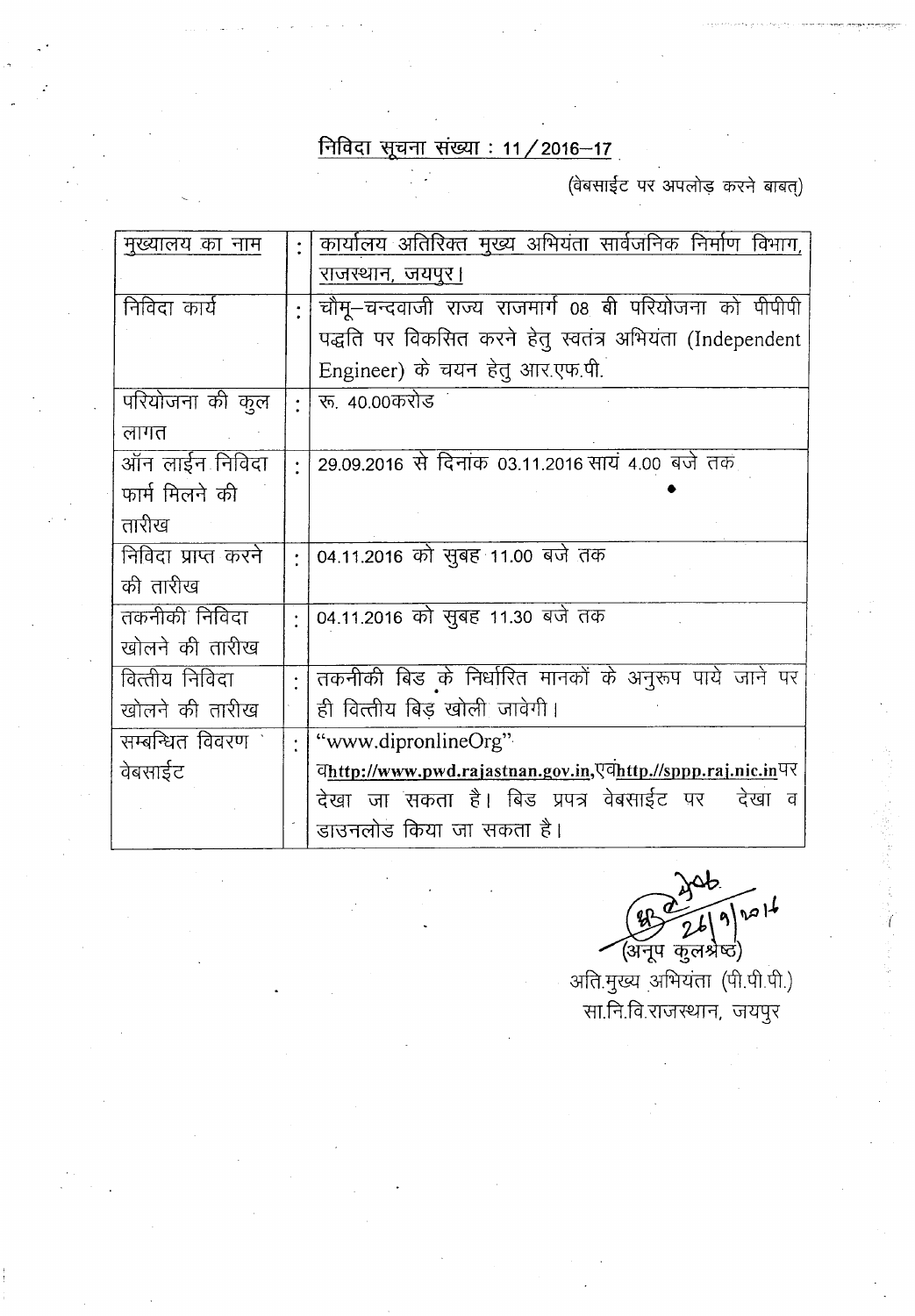## निविदा सूचना संख्या : 11/2016–17

(वेबसाईट पर अपलोड़ करने बाबत्)

| | | |
|---|---|---|
| मुख्यालय का नाम | : | कार्यालय अतिरिक्त मुख्य अभियंता सार्वजनिक निर्माण विभाग, राजस्थान, जयपुर। |
| निविदा कार्य | : | चौमू–चन्दवाजी राज्य राजमार्ग 08 बी परियोजना को पीपीपी पद्धति पर विकसित करने हेतु स्वतंत्र अभियंता (Independent Engineer) के चयन हेतु आर.एफ.पी. |
| परियोजना की कुल लागत | : | रू. 40.00करोड |
| ऑन लाईन निविदा फार्म मिलने की तारीख | : | 29.09.2016 से दिनांक 03.11.2016 सायं 4.00 बजे तक |
| निविदा प्राप्त करने की तारीख | : | 04.11.2016 को सुबह 11.00 बजे तक |
| तकनीकी निविदा खोलने की तारीख | : | 04.11.2016 को सुबह 11.30 बजे तक |
| वित्तीय निविदा खोलने की तारीख | : | तकनीकी बिड के निर्धारित मानकों के अनुरूप पाये जाने पर ही वित्तीय बिड़ खोली जावेगी। |
| सम्बन्धित विवरण वेबसाईट | : | "www.dipronlineOrg" व**http://www.pwd.rajastnan.gov.in**,एव**http.//sppp.raj.nic.in**पर देखा जा सकता है। बिड प्रपत्र वेबसाईट पर देखा व डाउनलोड किया जा सकता है। |

26/9/2016

(अनूप कुलश्रेष्ठ)

अति.मुख्य अभियंता (पी.पी.पी.)

सा.नि.वि.राजस्थान, जयपुर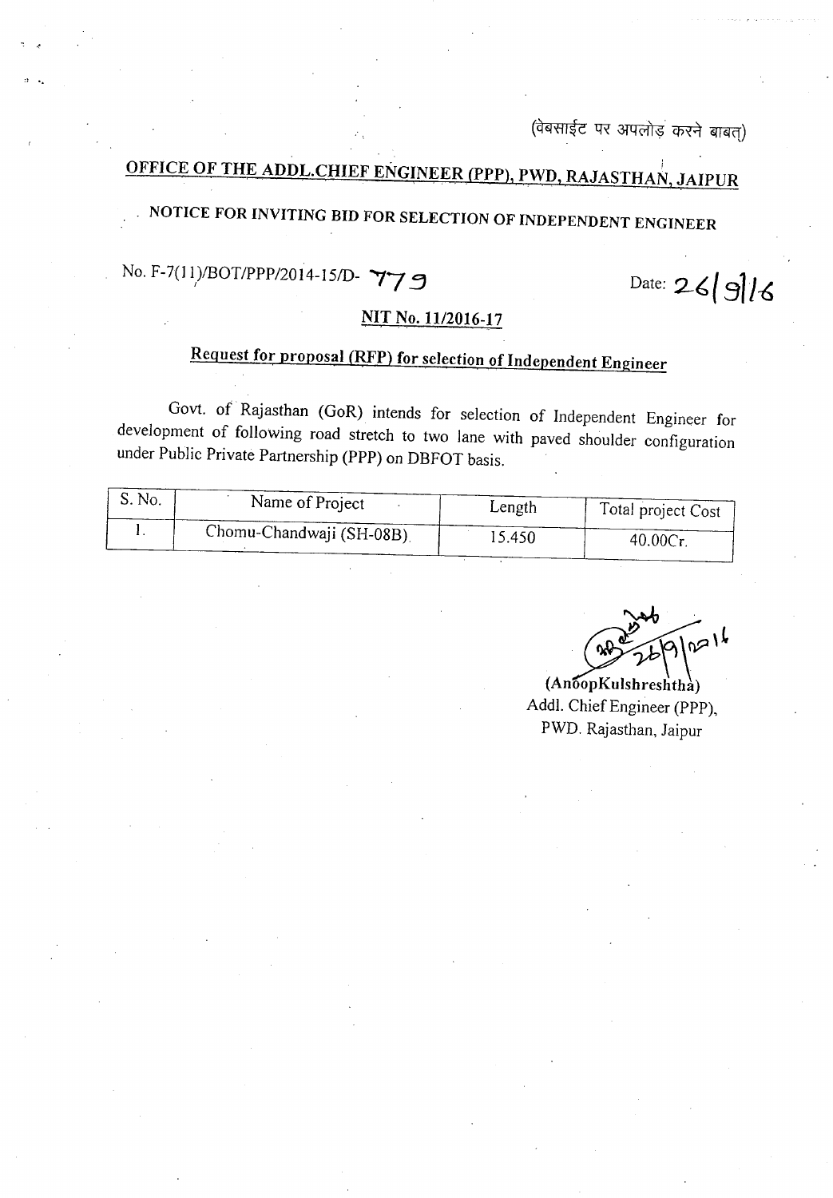(वेबसाईट पर अपलोड करने बाबत्)

# OFFICE OF THE ADDL.CHIEF ENGINEER (PPP), PWD, RAJASTHAN, JAIPUR

## NOTICE FOR INVITING BID FOR SELECTION OF INDEPENDENT ENGINEER

No. F-7(11)/BOT/PPP/2014-15/D- 779 Date: 26/9/16

### NIT No. 11/2016-17

### Request for proposal (RFP) for selection of Independent Engineer

Govt. of Rajasthan (GoR) intends for selection of Independent Engineer for development of following road stretch to two lane with paved shoulder configuration under Public Private Partnership (PPP) on DBFOT basis.

| S. No. | Name of Project | Length | Total project Cost |
|---|---|---|---|
| 1. | Chomu-Chandwaji (SH-08B). | 15.450 | 40.00Cr. |

(AnoopKulshreshtha)
Addl. Chief Engineer (PPP),
PWD. Rajasthan, Jaipur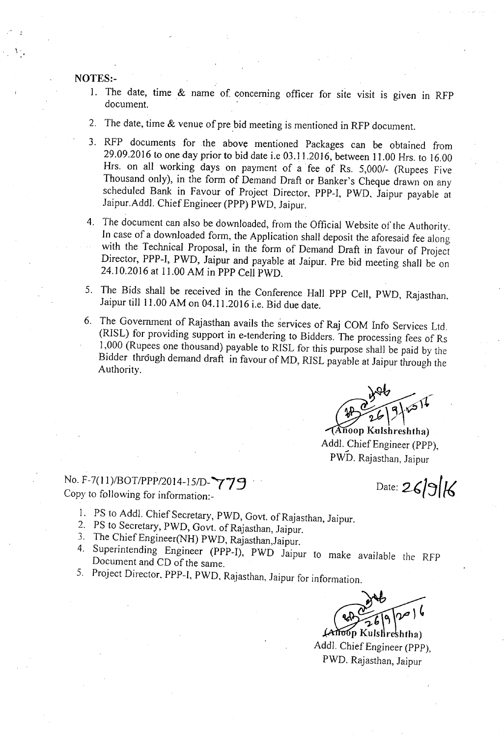**NOTES:-**

1. The date, time & name of concerning officer for site visit is given in RFP document.
2. The date, time & venue of pre bid meeting is mentioned in RFP document.
3. RFP documents for the above mentioned Packages can be obtained from 29.09.2016 to one day prior to bid date i.e 03.11.2016, between 11.00 Hrs. to 16.00 Hrs. on all working days on payment of a fee of Rs. 5,000/- (Rupees Five Thousand only), in the form of Demand Draft or Banker's Cheque drawn on any scheduled Bank in Favour of Project Director, PPP-I, PWD, Jaipur payable at Jaipur.Addl. Chief Engineer (PPP) PWD, Jaipur.
4. The document can also be downloaded, from the Official Website of the Authority. In case of a downloaded form, the Application shall deposit the aforesaid fee along with the Technical Proposal, in the form of Demand Draft in favour of Project Director, PPP-I, PWD, Jaipur and payable at Jaipur. Pre bid meeting shall be on 24.10.2016 at 11.00 AM in PPP Cell PWD.
5. The Bids shall be received in the Conference Hall PPP Cell, PWD, Rajasthan, Jaipur till 11.00 AM on 04.11.2016 i.e. Bid due date.
6. The Government of Rajasthan avails the services of Raj COM Info Services Ltd. (RISL) for providing support in e-tendering to Bidders. The processing fees of Rs 1,000 (Rupees one thousand) payable to RISL for this purpose shall be paid by the Bidder through demand draft in favour of MD, RISL payable at Jaipur through the Authority.

26/9/2016

(Anoop Kulshreshtha)
Addl. Chief Engineer (PPP),
PWD. Rajasthan, Jaipur

No. F-7(11)/BOT/PPP/2014-15/D-779 Date: 26/9/16

Copy to following for information:-

1. PS to Addl. Chief Secretary, PWD, Govt. of Rajasthan, Jaipur.
2. PS to Secretary, PWD, Govt. of Rajasthan, Jaipur.
3. The Chief Engineer(NH) PWD, Rajasthan,Jaipur.
4. Superintending Engineer (PPP-I), PWD Jaipur to make available the RFP Document and CD of the same.
5. Project Director, PPP-I, PWD, Rajasthan, Jaipur for information.

26/9/2016

(Anoop Kulshreshtha)
Addl. Chief Engineer (PPP),
PWD. Rajasthan, Jaipur